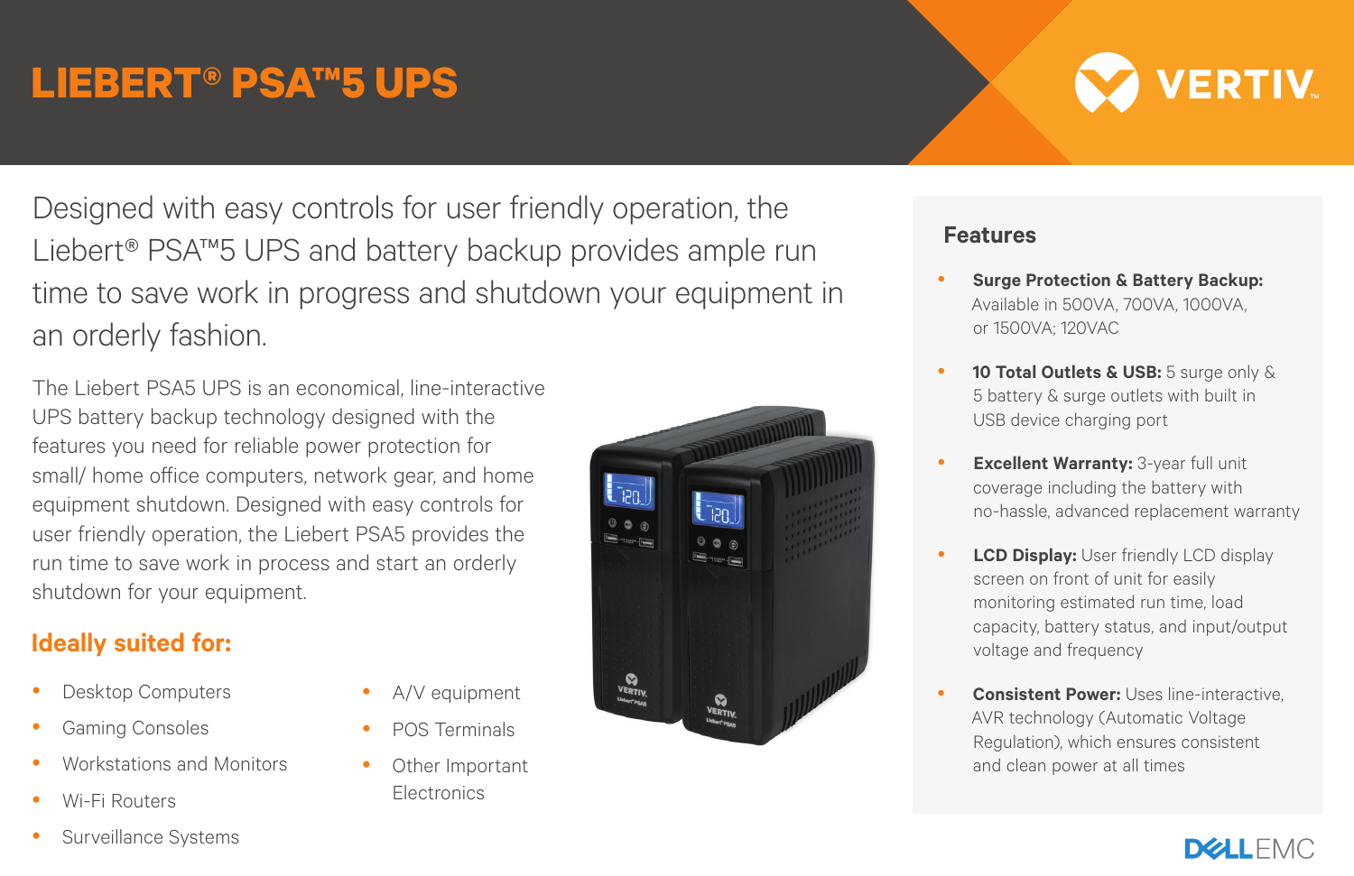# LIEBERT® PSA™5 UPS

VERTIV

Designed with easy controls for user friendly operation, the Liebert® PSA™5 UPS and battery backup provides ample run time to save work in progress and shutdown your equipment in an orderly fashion.

The Liebert PSA5 UPS is an economical, line-interactive UPS battery backup technology designed with the features you need for reliable power protection for small/ home office computers, network gear, and home equipment shutdown. Designed with easy controls for user friendly operation, the Liebert PSA5 provides the run time to save work in process and start an orderly shutdown for your equipment.

## Ideally suited for:

- Desktop Computers
- Gaming Consoles
- Workstations and Monitors
- Wi-Fi Routers
- Surveillance Systems
- A/V equipment
- POS Terminals
- Other Important Electronics

## Features

- **Surge Protection & Battery Backup:** Available in 500VA, 700VA, 1000VA, or 1500VA; 120VAC
- **10 Total Outlets & USB:** 5 surge only & 5 battery & surge outlets with built in USB device charging port
- **Excellent Warranty:** 3-year full unit coverage including the battery with no-hassle, advanced replacement warranty
- **LCD Display:** User friendly LCD display screen on front of unit for easily monitoring estimated run time, load capacity, battery status, and input/output voltage and frequency
- **Consistent Power:** Uses line-interactive, AVR technology (Automatic Voltage Regulation), which ensures consistent and clean power at all times

DELL EMC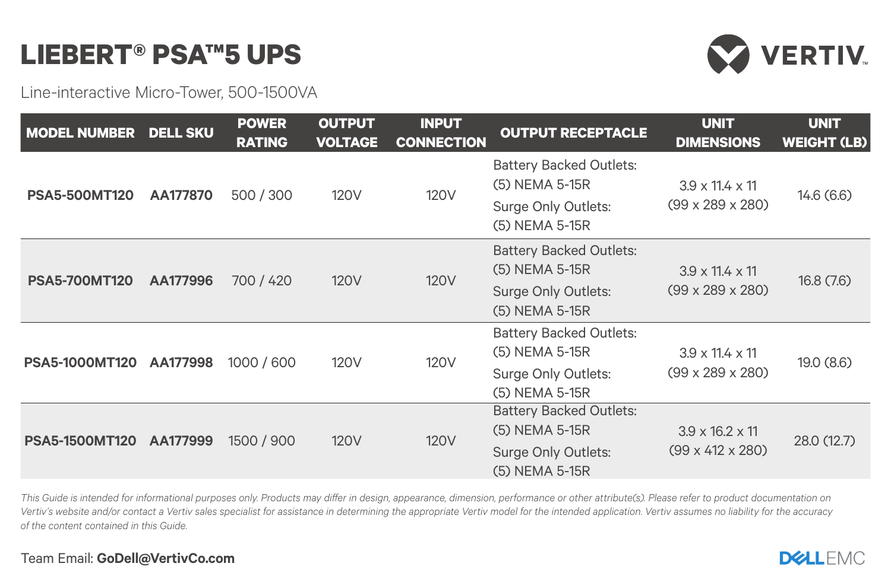# LIEBERT® PSA™5 UPS

Line-interactive Micro-Tower, 500-1500VA

| MODEL NUMBER | DELL SKU | POWER RATING | OUTPUT VOLTAGE | INPUT CONNECTION | OUTPUT RECEPTACLE | UNIT DIMENSIONS | UNIT WEIGHT (LB) |
|---|---|---|---|---|---|---|---|
| **PSA5-500MT120** | **AA177870** | 500 / 300 | 120V | 120V | Battery Backed Outlets: (5) NEMA 5-15R<br>Surge Only Outlets: (5) NEMA 5-15R | 3.9 x 11.4 x 11<br>(99 x 289 x 280) | 14.6 (6.6) |
| **PSA5-700MT120** | **AA177996** | 700 / 420 | 120V | 120V | Battery Backed Outlets: (5) NEMA 5-15R<br>Surge Only Outlets: (5) NEMA 5-15R | 3.9 x 11.4 x 11<br>(99 x 289 x 280) | 16.8 (7.6) |
| **PSA5-1000MT120** | **AA177998** | 1000 / 600 | 120V | 120V | Battery Backed Outlets: (5) NEMA 5-15R<br>Surge Only Outlets: (5) NEMA 5-15R | 3.9 x 11.4 x 11<br>(99 x 289 x 280) | 19.0 (8.6) |
| **PSA5-1500MT120** | **AA177999** | 1500 / 900 | 120V | 120V | Battery Backed Outlets: (5) NEMA 5-15R<br>Surge Only Outlets: (5) NEMA 5-15R | 3.9 x 16.2 x 11<br>(99 x 412 x 280) | 28.0 (12.7) |

*This Guide is intended for informational purposes only. Products may differ in design, appearance, dimension, performance or other attribute(s). Please refer to product documentation on Vertiv's website and/or contact a Vertiv sales specialist for assistance in determining the appropriate Vertiv model for the intended application. Vertiv assumes no liability for the accuracy of the content contained in this Guide.*

Team Email: **GoDell@VertivCo.com**